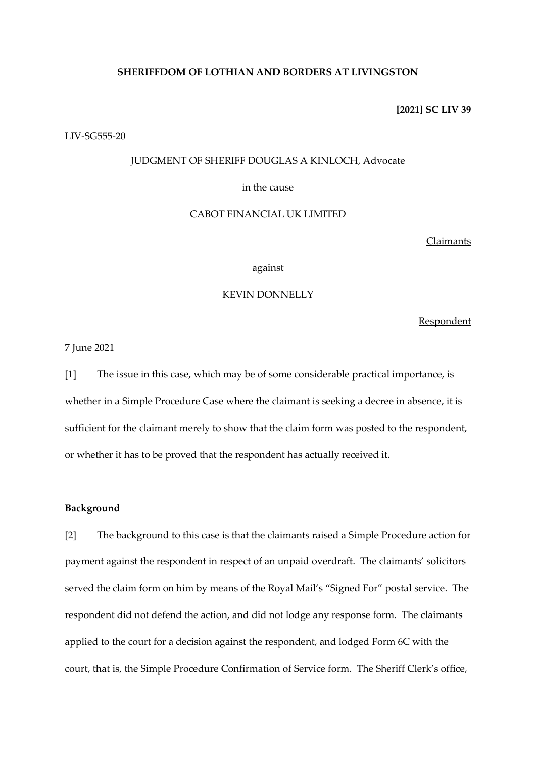**SHERIFFDOM OF LOTHIAN AND BORDERS AT LIVINGSTON**

**[2021] SC LIV 39**

LIV-SG555-20

JUDGMENT OF SHERIFF DOUGLAS A KINLOCH, Advocate

in the cause

CABOT FINANCIAL UK LIMITED

Claimants

against

KEVIN DONNELLY

Respondent

7 June 2021

[1] The issue in this case, which may be of some considerable practical importance, is whether in a Simple Procedure Case where the claimant is seeking a decree in absence, it is sufficient for the claimant merely to show that the claim form was posted to the respondent, or whether it has to be proved that the respondent has actually received it.

**Background**

[2] The background to this case is that the claimants raised a Simple Procedure action for payment against the respondent in respect of an unpaid overdraft. The claimants' solicitors served the claim form on him by means of the Royal Mail's "Signed For" postal service. The respondent did not defend the action, and did not lodge any response form. The claimants applied to the court for a decision against the respondent, and lodged Form 6C with the court, that is, the Simple Procedure Confirmation of Service form. The Sheriff Clerk's office,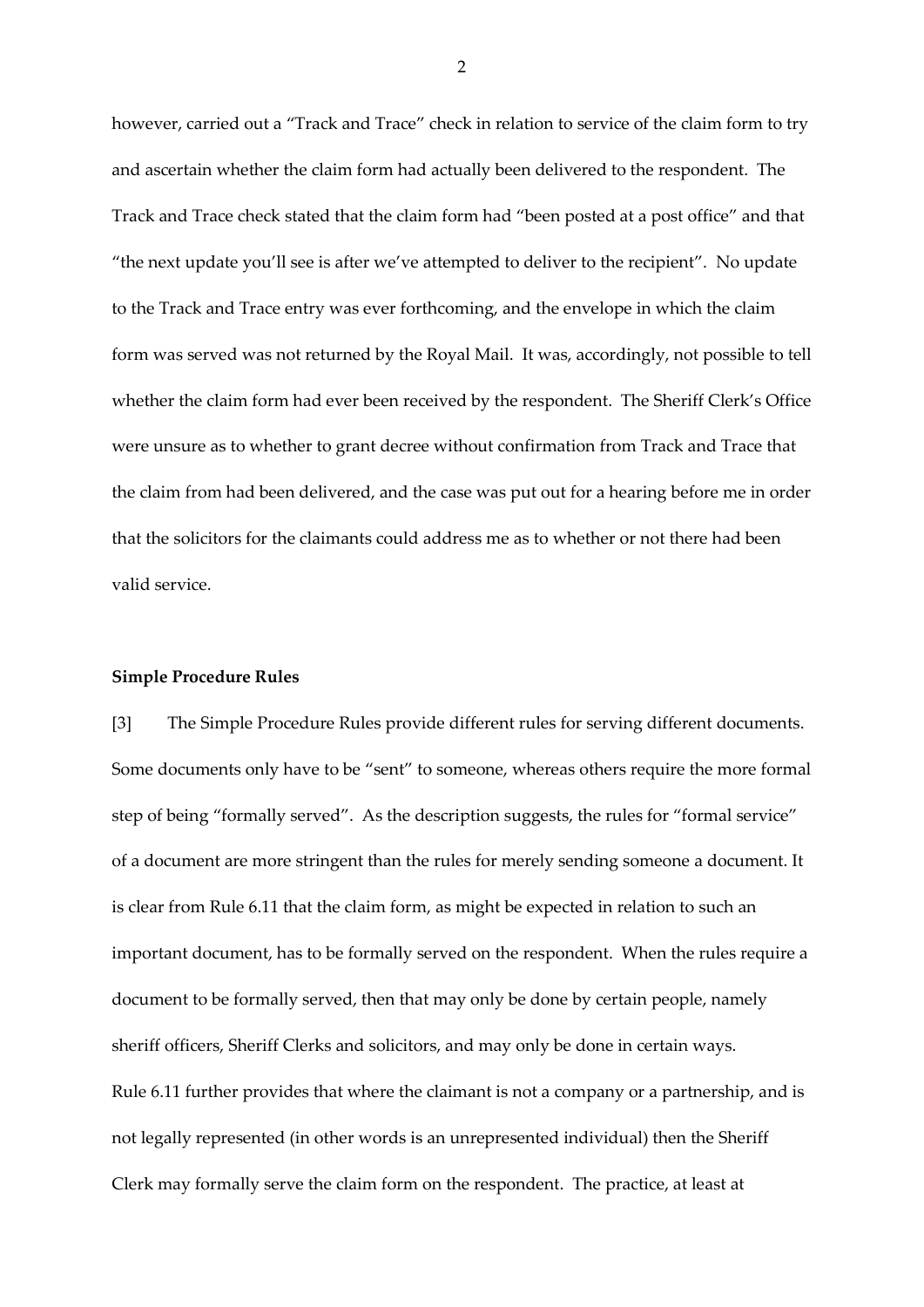however, carried out a "Track and Trace" check in relation to service of the claim form to try and ascertain whether the claim form had actually been delivered to the respondent. The Track and Trace check stated that the claim form had "been posted at a post office" and that "the next update you'll see is after we've attempted to deliver to the recipient". No update to the Track and Trace entry was ever forthcoming, and the envelope in which the claim form was served was not returned by the Royal Mail. It was, accordingly, not possible to tell whether the claim form had ever been received by the respondent. The Sheriff Clerk's Office were unsure as to whether to grant decree without confirmation from Track and Trace that the claim from had been delivered, and the case was put out for a hearing before me in order that the solicitors for the claimants could address me as to whether or not there had been valid service.

**Simple Procedure Rules**

[3] The Simple Procedure Rules provide different rules for serving different documents. Some documents only have to be "sent" to someone, whereas others require the more formal step of being "formally served". As the description suggests, the rules for "formal service" of a document are more stringent than the rules for merely sending someone a document. It is clear from Rule 6.11 that the claim form, as might be expected in relation to such an important document, has to be formally served on the respondent. When the rules require a document to be formally served, then that may only be done by certain people, namely sheriff officers, Sheriff Clerks and solicitors, and may only be done in certain ways. Rule 6.11 further provides that where the claimant is not a company or a partnership, and is not legally represented (in other words is an unrepresented individual) then the Sheriff Clerk may formally serve the claim form on the respondent. The practice, at least at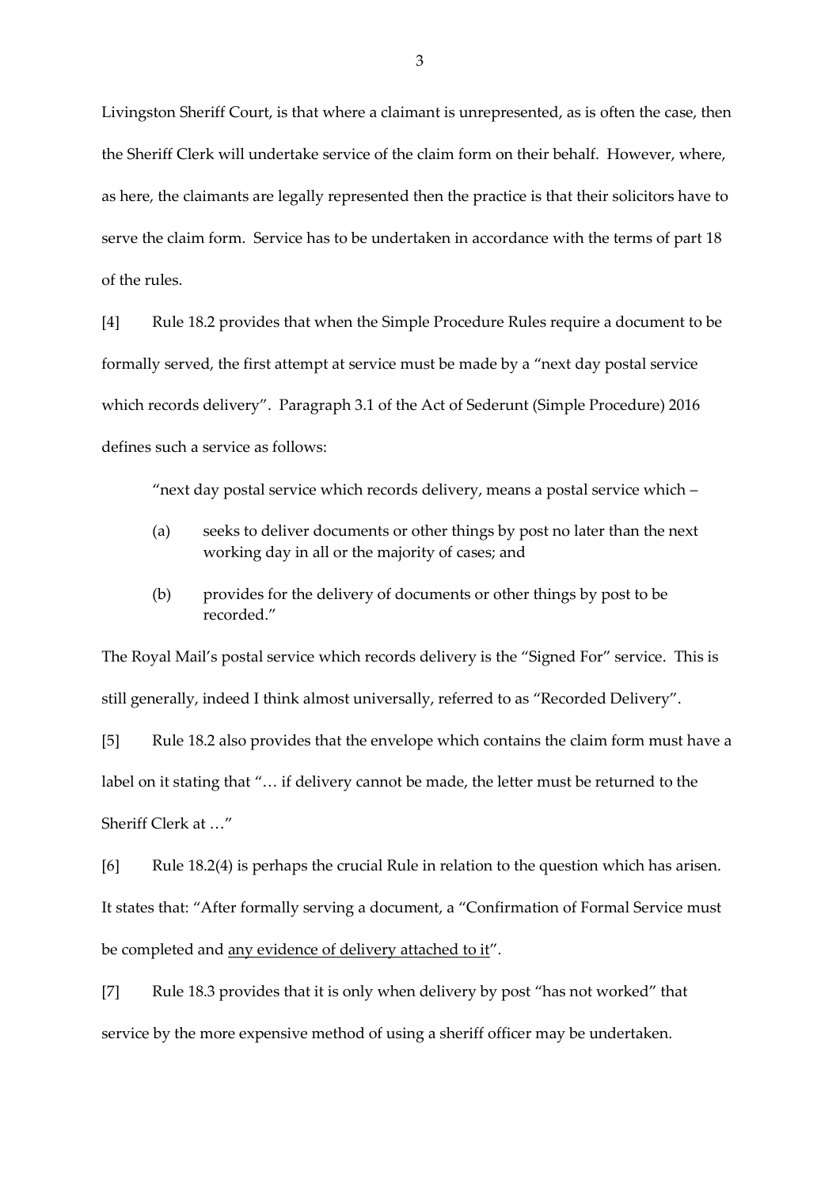Livingston Sheriff Court, is that where a claimant is unrepresented, as is often the case, then the Sheriff Clerk will undertake service of the claim form on their behalf. However, where, as here, the claimants are legally represented then the practice is that their solicitors have to serve the claim form. Service has to be undertaken in accordance with the terms of part 18 of the rules.

[4] Rule 18.2 provides that when the Simple Procedure Rules require a document to be formally served, the first attempt at service must be made by a "next day postal service which records delivery". Paragraph 3.1 of the Act of Sederunt (Simple Procedure) 2016 defines such a service as follows:

> "next day postal service which records delivery, means a postal service which –
>
> (a) seeks to deliver documents or other things by post no later than the next working day in all or the majority of cases; and
>
> (b) provides for the delivery of documents or other things by post to be recorded."

The Royal Mail's postal service which records delivery is the "Signed For" service. This is still generally, indeed I think almost universally, referred to as "Recorded Delivery".

[5] Rule 18.2 also provides that the envelope which contains the claim form must have a label on it stating that "… if delivery cannot be made, the letter must be returned to the Sheriff Clerk at …"

[6] Rule 18.2(4) is perhaps the crucial Rule in relation to the question which has arisen. It states that: "After formally serving a document, a "Confirmation of Formal Service must be completed and <u>any evidence of delivery attached to it</u>".

[7] Rule 18.3 provides that it is only when delivery by post "has not worked" that service by the more expensive method of using a sheriff officer may be undertaken.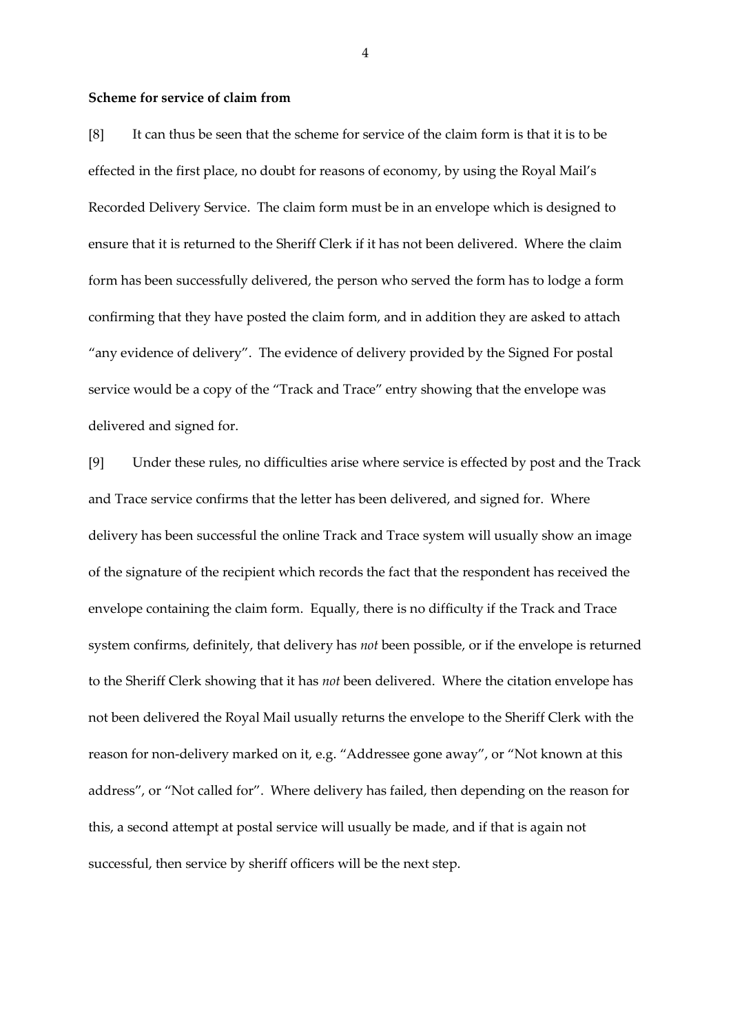**Scheme for service of claim from**

[8] It can thus be seen that the scheme for service of the claim form is that it is to be effected in the first place, no doubt for reasons of economy, by using the Royal Mail's Recorded Delivery Service. The claim form must be in an envelope which is designed to ensure that it is returned to the Sheriff Clerk if it has not been delivered. Where the claim form has been successfully delivered, the person who served the form has to lodge a form confirming that they have posted the claim form, and in addition they are asked to attach "any evidence of delivery". The evidence of delivery provided by the Signed For postal service would be a copy of the "Track and Trace" entry showing that the envelope was delivered and signed for.

[9] Under these rules, no difficulties arise where service is effected by post and the Track and Trace service confirms that the letter has been delivered, and signed for. Where delivery has been successful the online Track and Trace system will usually show an image of the signature of the recipient which records the fact that the respondent has received the envelope containing the claim form. Equally, there is no difficulty if the Track and Trace system confirms, definitely, that delivery has *not* been possible, or if the envelope is returned to the Sheriff Clerk showing that it has *not* been delivered. Where the citation envelope has not been delivered the Royal Mail usually returns the envelope to the Sheriff Clerk with the reason for non-delivery marked on it, e.g. "Addressee gone away", or "Not known at this address", or "Not called for". Where delivery has failed, then depending on the reason for this, a second attempt at postal service will usually be made, and if that is again not successful, then service by sheriff officers will be the next step.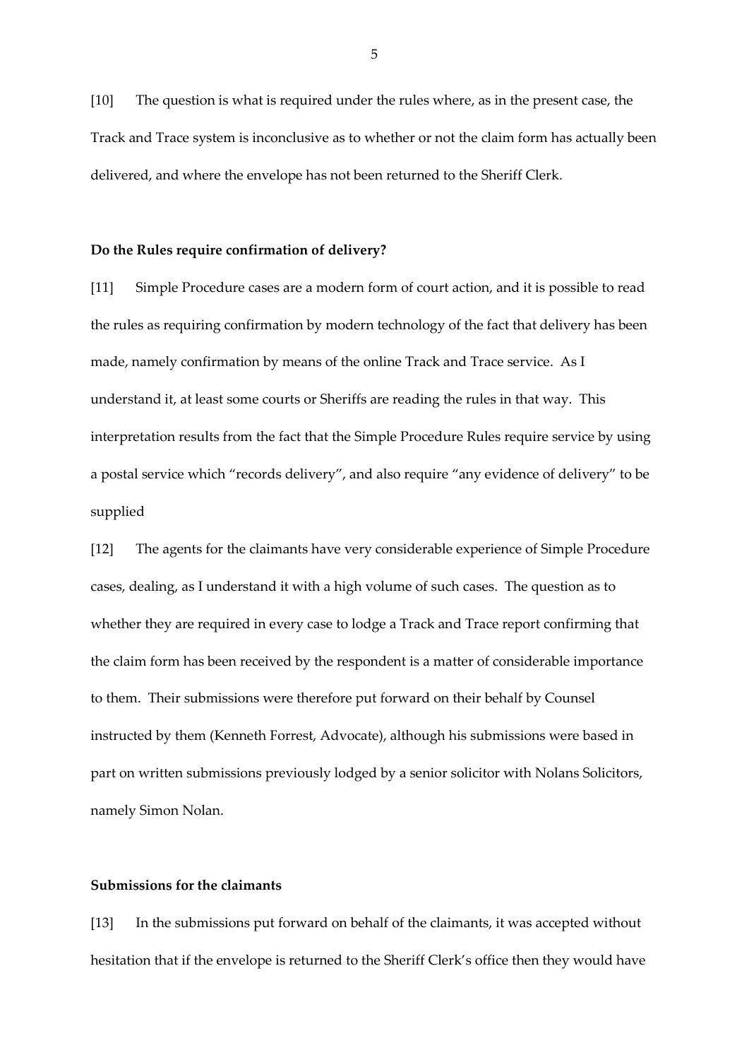[10] The question is what is required under the rules where, as in the present case, the Track and Trace system is inconclusive as to whether or not the claim form has actually been delivered, and where the envelope has not been returned to the Sheriff Clerk.

### Do the Rules require confirmation of delivery?

[11] Simple Procedure cases are a modern form of court action, and it is possible to read the rules as requiring confirmation by modern technology of the fact that delivery has been made, namely confirmation by means of the online Track and Trace service. As I understand it, at least some courts or Sheriffs are reading the rules in that way. This interpretation results from the fact that the Simple Procedure Rules require service by using a postal service which "records delivery", and also require "any evidence of delivery" to be supplied

[12] The agents for the claimants have very considerable experience of Simple Procedure cases, dealing, as I understand it with a high volume of such cases. The question as to whether they are required in every case to lodge a Track and Trace report confirming that the claim form has been received by the respondent is a matter of considerable importance to them. Their submissions were therefore put forward on their behalf by Counsel instructed by them (Kenneth Forrest, Advocate), although his submissions were based in part on written submissions previously lodged by a senior solicitor with Nolans Solicitors, namely Simon Nolan.

### Submissions for the claimants

[13] In the submissions put forward on behalf of the claimants, it was accepted without hesitation that if the envelope is returned to the Sheriff Clerk's office then they would have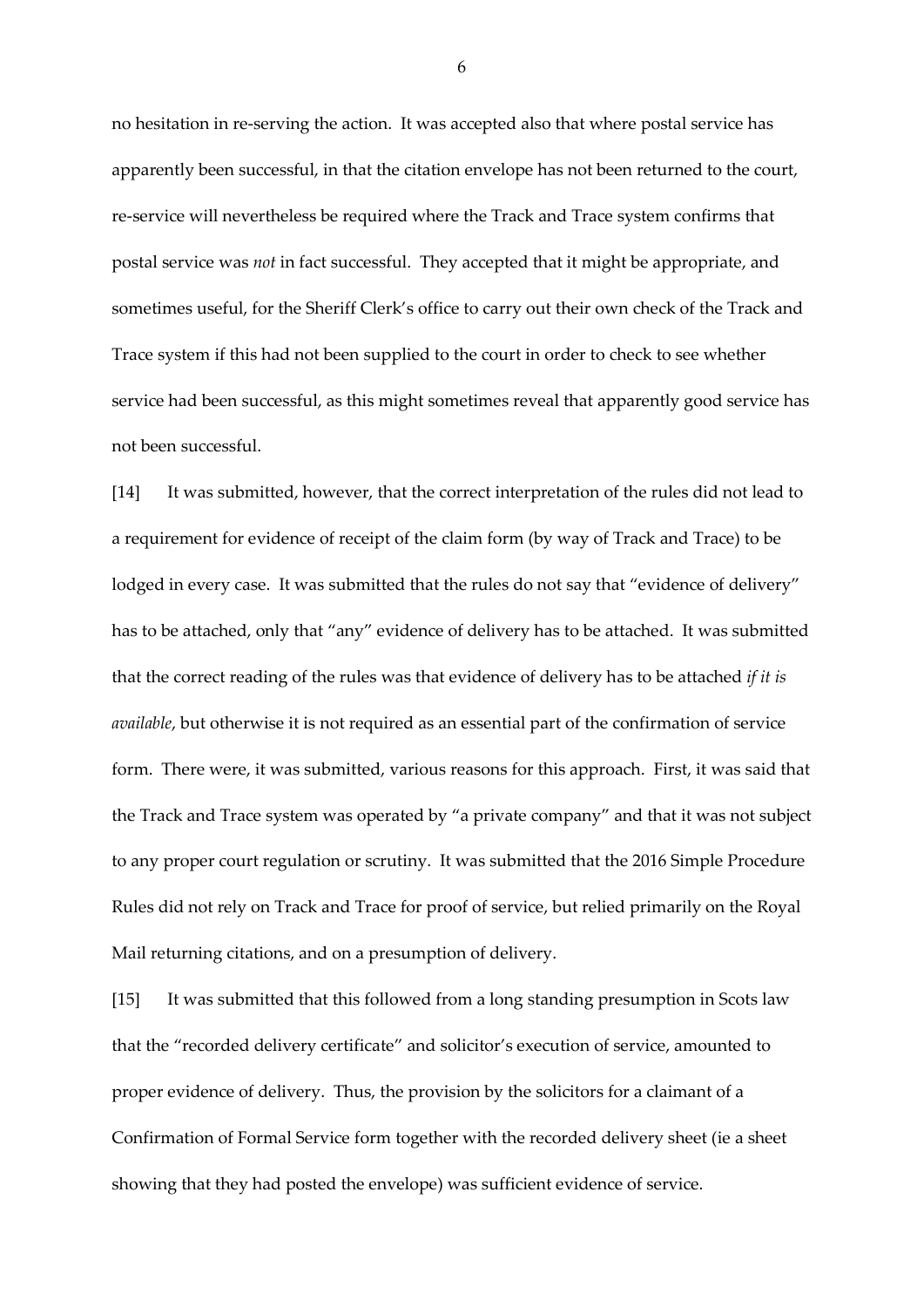no hesitation in re-serving the action. It was accepted also that where postal service has apparently been successful, in that the citation envelope has not been returned to the court, re-service will nevertheless be required where the Track and Trace system confirms that postal service was *not* in fact successful. They accepted that it might be appropriate, and sometimes useful, for the Sheriff Clerk's office to carry out their own check of the Track and Trace system if this had not been supplied to the court in order to check to see whether service had been successful, as this might sometimes reveal that apparently good service has not been successful.

[14] It was submitted, however, that the correct interpretation of the rules did not lead to a requirement for evidence of receipt of the claim form (by way of Track and Trace) to be lodged in every case. It was submitted that the rules do not say that "evidence of delivery" has to be attached, only that "any" evidence of delivery has to be attached. It was submitted that the correct reading of the rules was that evidence of delivery has to be attached *if it is available*, but otherwise it is not required as an essential part of the confirmation of service form. There were, it was submitted, various reasons for this approach. First, it was said that the Track and Trace system was operated by "a private company" and that it was not subject to any proper court regulation or scrutiny. It was submitted that the 2016 Simple Procedure Rules did not rely on Track and Trace for proof of service, but relied primarily on the Royal Mail returning citations, and on a presumption of delivery.

[15] It was submitted that this followed from a long standing presumption in Scots law that the "recorded delivery certificate" and solicitor's execution of service, amounted to proper evidence of delivery. Thus, the provision by the solicitors for a claimant of a Confirmation of Formal Service form together with the recorded delivery sheet (ie a sheet showing that they had posted the envelope) was sufficient evidence of service.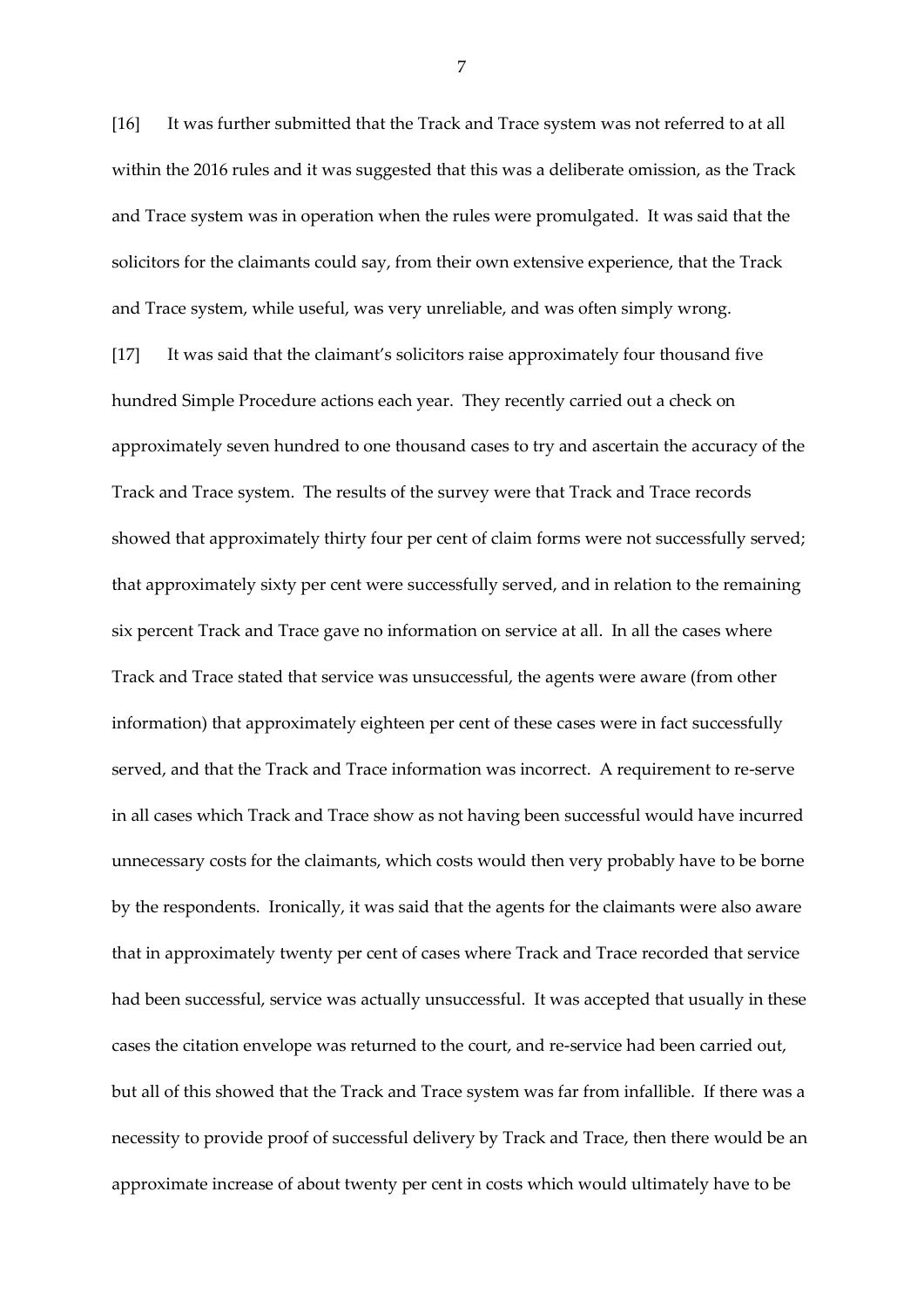[16] It was further submitted that the Track and Trace system was not referred to at all within the 2016 rules and it was suggested that this was a deliberate omission, as the Track and Trace system was in operation when the rules were promulgated. It was said that the solicitors for the claimants could say, from their own extensive experience, that the Track and Trace system, while useful, was very unreliable, and was often simply wrong.

[17] It was said that the claimant's solicitors raise approximately four thousand five hundred Simple Procedure actions each year. They recently carried out a check on approximately seven hundred to one thousand cases to try and ascertain the accuracy of the Track and Trace system. The results of the survey were that Track and Trace records showed that approximately thirty four per cent of claim forms were not successfully served; that approximately sixty per cent were successfully served, and in relation to the remaining six percent Track and Trace gave no information on service at all. In all the cases where Track and Trace stated that service was unsuccessful, the agents were aware (from other information) that approximately eighteen per cent of these cases were in fact successfully served, and that the Track and Trace information was incorrect. A requirement to re-serve in all cases which Track and Trace show as not having been successful would have incurred unnecessary costs for the claimants, which costs would then very probably have to be borne by the respondents. Ironically, it was said that the agents for the claimants were also aware that in approximately twenty per cent of cases where Track and Trace recorded that service had been successful, service was actually unsuccessful. It was accepted that usually in these cases the citation envelope was returned to the court, and re-service had been carried out, but all of this showed that the Track and Trace system was far from infallible. If there was a necessity to provide proof of successful delivery by Track and Trace, then there would be an approximate increase of about twenty per cent in costs which would ultimately have to be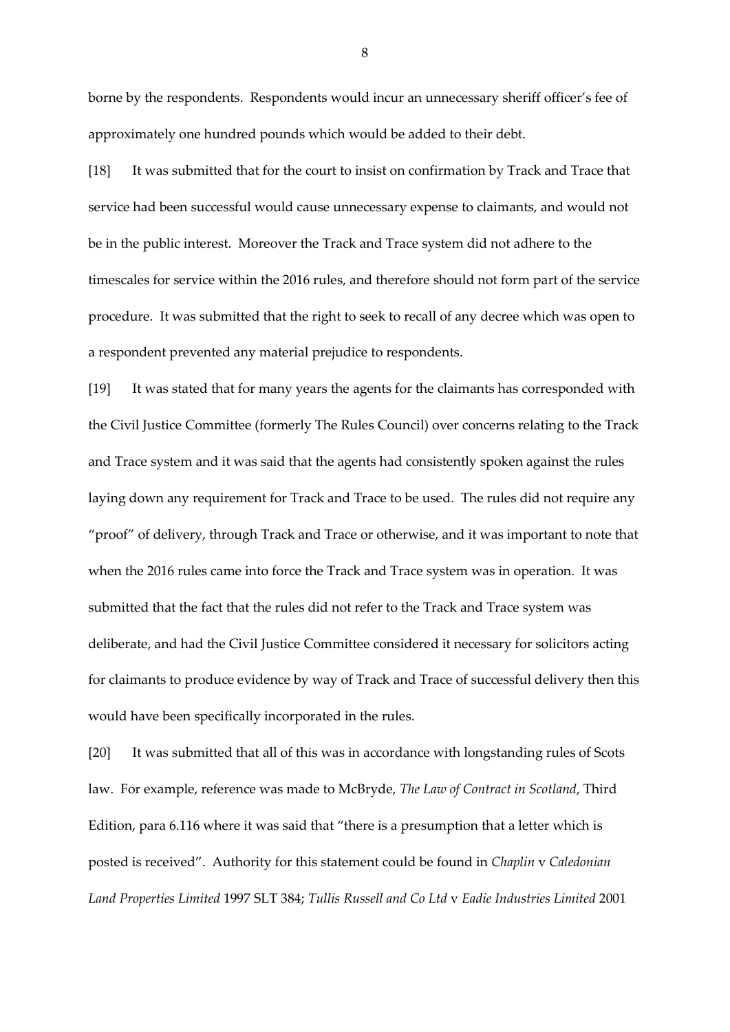borne by the respondents. Respondents would incur an unnecessary sheriff officer's fee of approximately one hundred pounds which would be added to their debt.

[18] It was submitted that for the court to insist on confirmation by Track and Trace that service had been successful would cause unnecessary expense to claimants, and would not be in the public interest. Moreover the Track and Trace system did not adhere to the timescales for service within the 2016 rules, and therefore should not form part of the service procedure. It was submitted that the right to seek to recall of any decree which was open to a respondent prevented any material prejudice to respondents.

[19] It was stated that for many years the agents for the claimants has corresponded with the Civil Justice Committee (formerly The Rules Council) over concerns relating to the Track and Trace system and it was said that the agents had consistently spoken against the rules laying down any requirement for Track and Trace to be used. The rules did not require any "proof" of delivery, through Track and Trace or otherwise, and it was important to note that when the 2016 rules came into force the Track and Trace system was in operation. It was submitted that the fact that the rules did not refer to the Track and Trace system was deliberate, and had the Civil Justice Committee considered it necessary for solicitors acting for claimants to produce evidence by way of Track and Trace of successful delivery then this would have been specifically incorporated in the rules.

[20] It was submitted that all of this was in accordance with longstanding rules of Scots law. For example, reference was made to McBryde, *The Law of Contract in Scotland*, Third Edition, para 6.116 where it was said that "there is a presumption that a letter which is posted is received". Authority for this statement could be found in *Chaplin* v *Caledonian Land Properties Limited* 1997 SLT 384; *Tullis Russell and Co Ltd* v *Eadie Industries Limited* 2001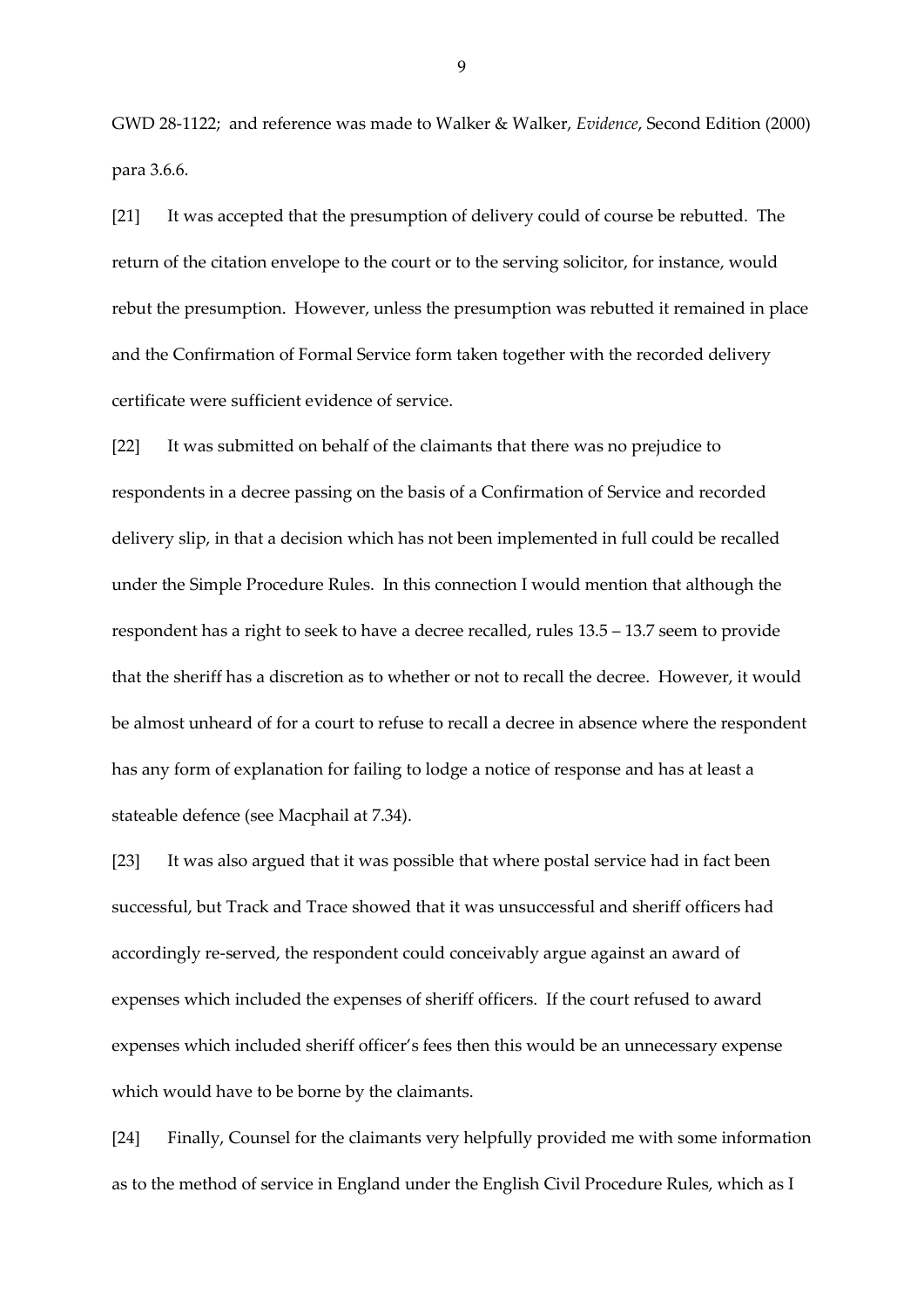GWD 28-1122; and reference was made to Walker & Walker, *Evidence*, Second Edition (2000) para 3.6.6.

[21] It was accepted that the presumption of delivery could of course be rebutted. The return of the citation envelope to the court or to the serving solicitor, for instance, would rebut the presumption. However, unless the presumption was rebutted it remained in place and the Confirmation of Formal Service form taken together with the recorded delivery certificate were sufficient evidence of service.

[22] It was submitted on behalf of the claimants that there was no prejudice to respondents in a decree passing on the basis of a Confirmation of Service and recorded delivery slip, in that a decision which has not been implemented in full could be recalled under the Simple Procedure Rules. In this connection I would mention that although the respondent has a right to seek to have a decree recalled, rules 13.5 – 13.7 seem to provide that the sheriff has a discretion as to whether or not to recall the decree. However, it would be almost unheard of for a court to refuse to recall a decree in absence where the respondent has any form of explanation for failing to lodge a notice of response and has at least a stateable defence (see Macphail at 7.34).

[23] It was also argued that it was possible that where postal service had in fact been successful, but Track and Trace showed that it was unsuccessful and sheriff officers had accordingly re-served, the respondent could conceivably argue against an award of expenses which included the expenses of sheriff officers. If the court refused to award expenses which included sheriff officer's fees then this would be an unnecessary expense which would have to be borne by the claimants.

[24] Finally, Counsel for the claimants very helpfully provided me with some information as to the method of service in England under the English Civil Procedure Rules, which as I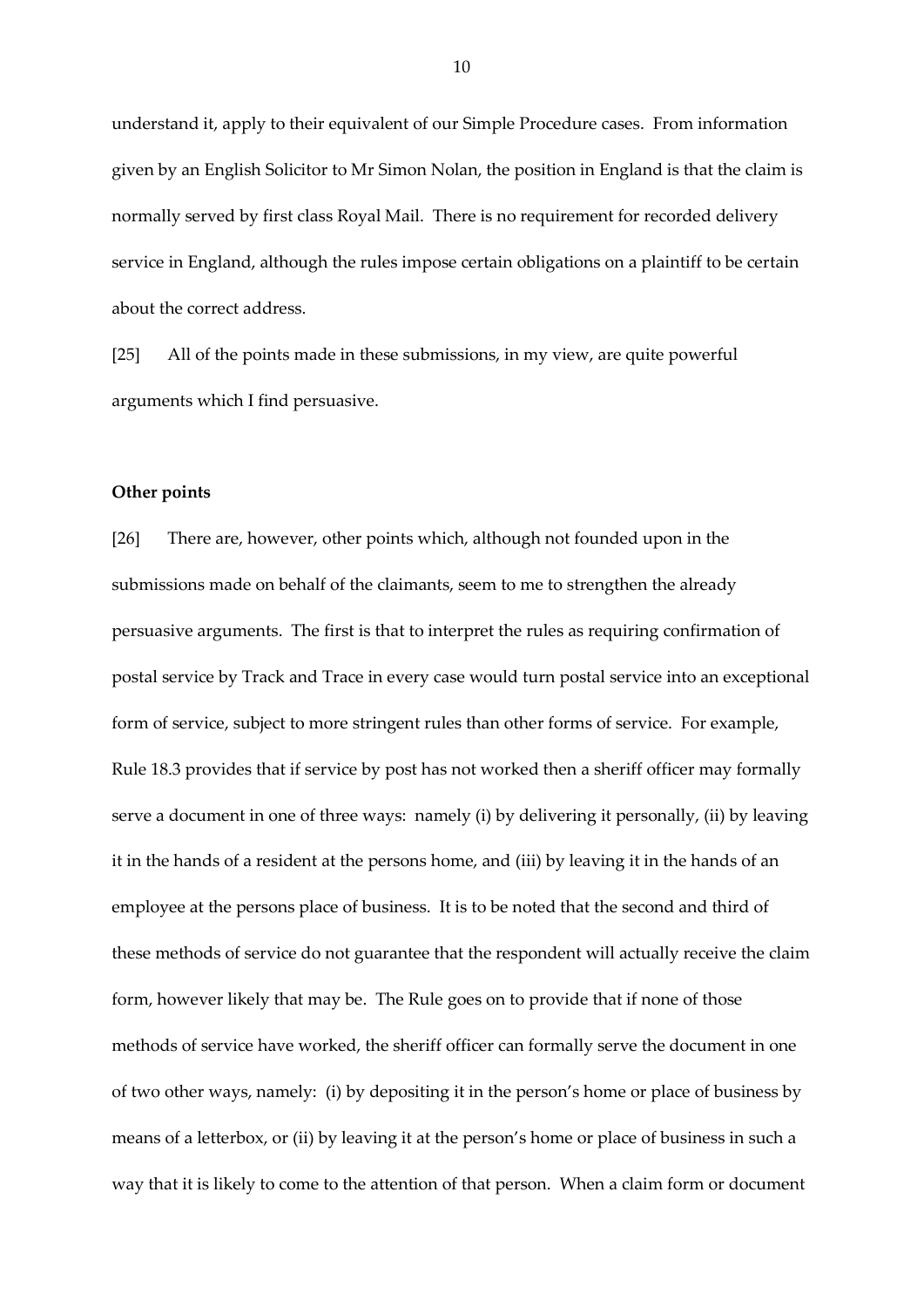understand it, apply to their equivalent of our Simple Procedure cases. From information given by an English Solicitor to Mr Simon Nolan, the position in England is that the claim is normally served by first class Royal Mail. There is no requirement for recorded delivery service in England, although the rules impose certain obligations on a plaintiff to be certain about the correct address.

[25] All of the points made in these submissions, in my view, are quite powerful arguments which I find persuasive.

**Other points**

[26] There are, however, other points which, although not founded upon in the submissions made on behalf of the claimants, seem to me to strengthen the already persuasive arguments. The first is that to interpret the rules as requiring confirmation of postal service by Track and Trace in every case would turn postal service into an exceptional form of service, subject to more stringent rules than other forms of service. For example, Rule 18.3 provides that if service by post has not worked then a sheriff officer may formally serve a document in one of three ways: namely (i) by delivering it personally, (ii) by leaving it in the hands of a resident at the persons home, and (iii) by leaving it in the hands of an employee at the persons place of business. It is to be noted that the second and third of these methods of service do not guarantee that the respondent will actually receive the claim form, however likely that may be. The Rule goes on to provide that if none of those methods of service have worked, the sheriff officer can formally serve the document in one of two other ways, namely: (i) by depositing it in the person's home or place of business by means of a letterbox, or (ii) by leaving it at the person's home or place of business in such a way that it is likely to come to the attention of that person. When a claim form or document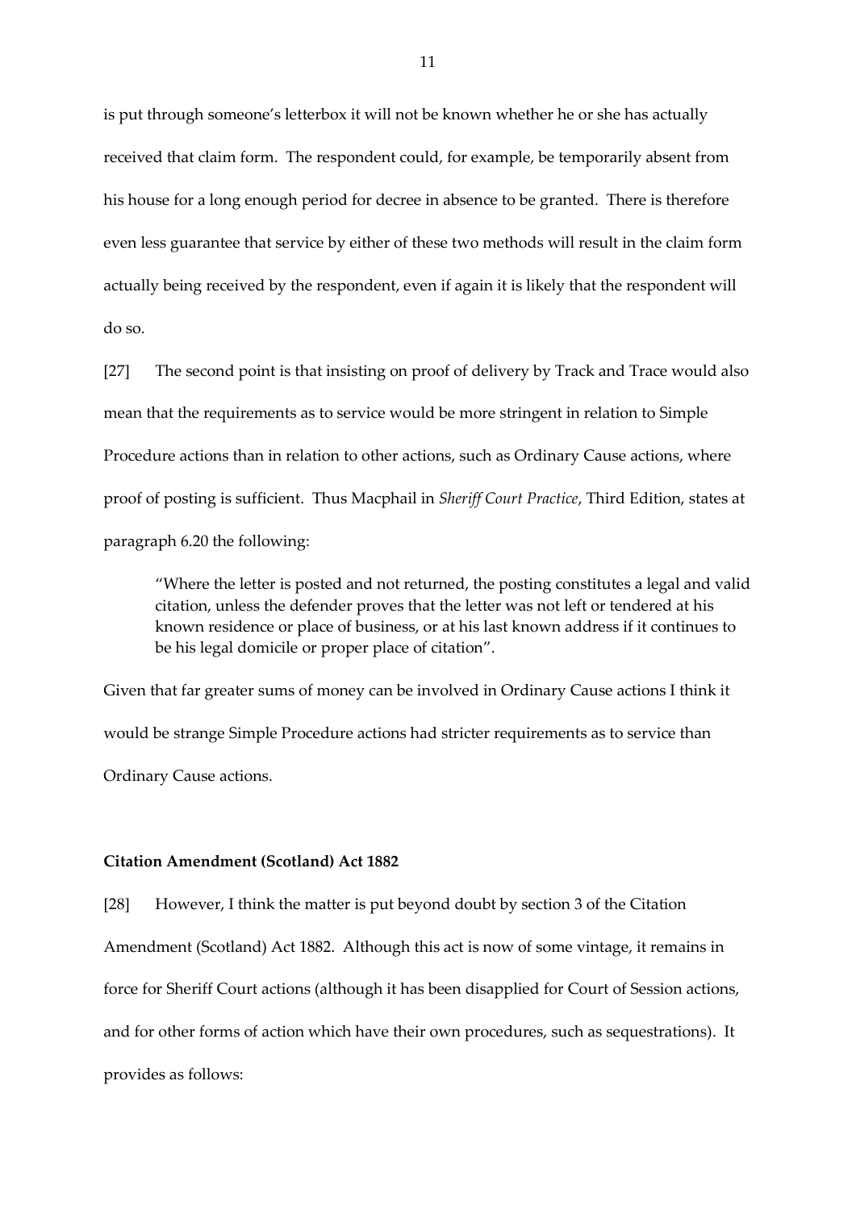is put through someone's letterbox it will not be known whether he or she has actually received that claim form. The respondent could, for example, be temporarily absent from his house for a long enough period for decree in absence to be granted. There is therefore even less guarantee that service by either of these two methods will result in the claim form actually being received by the respondent, even if again it is likely that the respondent will do so.

[27] The second point is that insisting on proof of delivery by Track and Trace would also mean that the requirements as to service would be more stringent in relation to Simple Procedure actions than in relation to other actions, such as Ordinary Cause actions, where proof of posting is sufficient. Thus Macphail in *Sheriff Court Practice*, Third Edition, states at paragraph 6.20 the following:

> "Where the letter is posted and not returned, the posting constitutes a legal and valid citation, unless the defender proves that the letter was not left or tendered at his known residence or place of business, or at his last known address if it continues to be his legal domicile or proper place of citation".

Given that far greater sums of money can be involved in Ordinary Cause actions I think it would be strange Simple Procedure actions had stricter requirements as to service than Ordinary Cause actions.

**Citation Amendment (Scotland) Act 1882**

[28] However, I think the matter is put beyond doubt by section 3 of the Citation Amendment (Scotland) Act 1882. Although this act is now of some vintage, it remains in force for Sheriff Court actions (although it has been disapplied for Court of Session actions, and for other forms of action which have their own procedures, such as sequestrations). It provides as follows: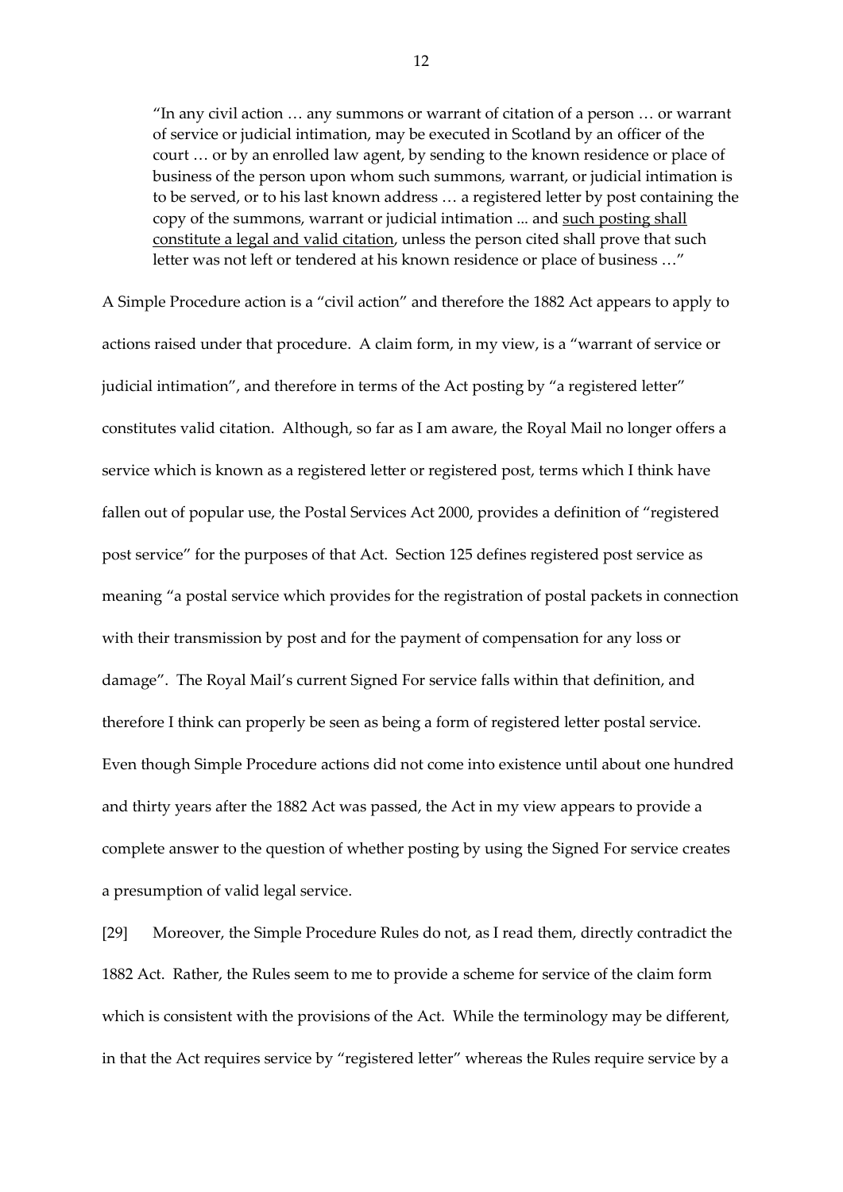> "In any civil action … any summons or warrant of citation of a person … or warrant of service or judicial intimation, may be executed in Scotland by an officer of the court … or by an enrolled law agent, by sending to the known residence or place of business of the person upon whom such summons, warrant, or judicial intimation is to be served, or to his last known address … a registered letter by post containing the copy of the summons, warrant or judicial intimation ... and <u>such posting shall constitute a legal and valid citation</u>, unless the person cited shall prove that such letter was not left or tendered at his known residence or place of business …"

A Simple Procedure action is a "civil action" and therefore the 1882 Act appears to apply to actions raised under that procedure. A claim form, in my view, is a "warrant of service or judicial intimation", and therefore in terms of the Act posting by "a registered letter" constitutes valid citation. Although, so far as I am aware, the Royal Mail no longer offers a service which is known as a registered letter or registered post, terms which I think have fallen out of popular use, the Postal Services Act 2000, provides a definition of "registered post service" for the purposes of that Act. Section 125 defines registered post service as meaning "a postal service which provides for the registration of postal packets in connection with their transmission by post and for the payment of compensation for any loss or damage". The Royal Mail's current Signed For service falls within that definition, and therefore I think can properly be seen as being a form of registered letter postal service. Even though Simple Procedure actions did not come into existence until about one hundred and thirty years after the 1882 Act was passed, the Act in my view appears to provide a complete answer to the question of whether posting by using the Signed For service creates a presumption of valid legal service.

[29] Moreover, the Simple Procedure Rules do not, as I read them, directly contradict the 1882 Act. Rather, the Rules seem to me to provide a scheme for service of the claim form which is consistent with the provisions of the Act. While the terminology may be different, in that the Act requires service by "registered letter" whereas the Rules require service by a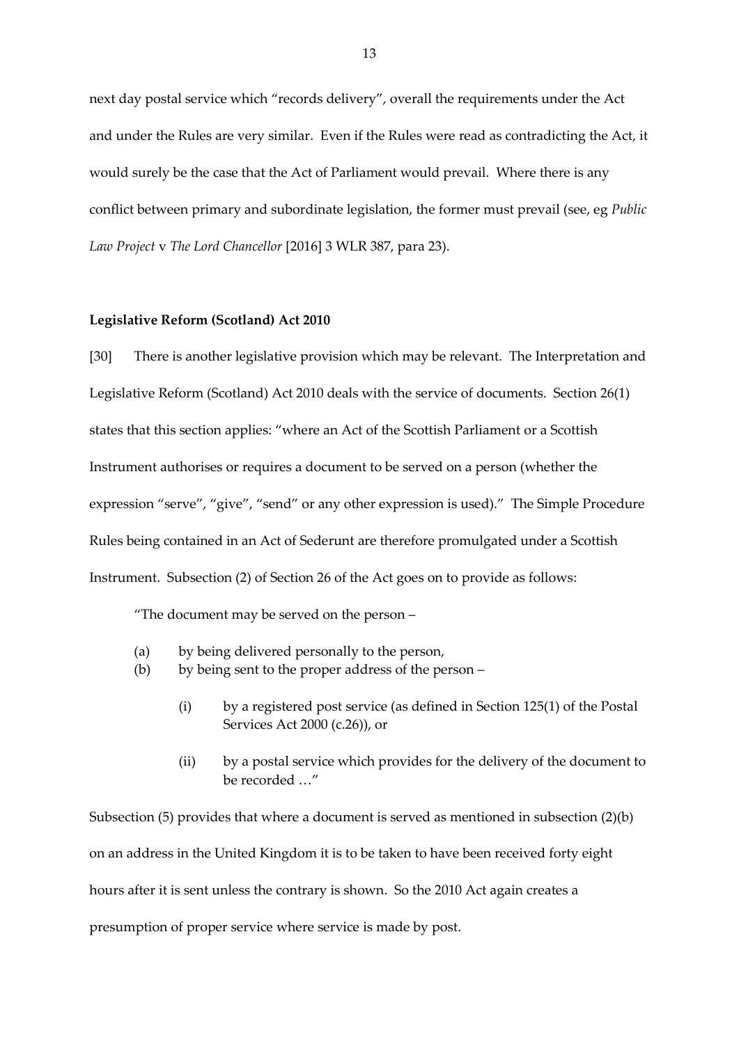next day postal service which "records delivery", overall the requirements under the Act and under the Rules are very similar. Even if the Rules were read as contradicting the Act, it would surely be the case that the Act of Parliament would prevail. Where there is any conflict between primary and subordinate legislation, the former must prevail (see, eg *Public Law Project* v *The Lord Chancellor* [2016] 3 WLR 387, para 23).

**Legislative Reform (Scotland) Act 2010**

[30] There is another legislative provision which may be relevant. The Interpretation and Legislative Reform (Scotland) Act 2010 deals with the service of documents. Section 26(1) states that this section applies: "where an Act of the Scottish Parliament or a Scottish Instrument authorises or requires a document to be served on a person (whether the expression "serve", "give", "send" or any other expression is used)." The Simple Procedure Rules being contained in an Act of Sederunt are therefore promulgated under a Scottish Instrument. Subsection (2) of Section 26 of the Act goes on to provide as follows:

> "The document may be served on the person –
>
> (a) by being delivered personally to the person,
> (b) by being sent to the proper address of the person –
>
> (i) by a registered post service (as defined in Section 125(1) of the Postal Services Act 2000 (c.26)), or
>
> (ii) by a postal service which provides for the delivery of the document to be recorded …"

Subsection (5) provides that where a document is served as mentioned in subsection (2)(b) on an address in the United Kingdom it is to be taken to have been received forty eight hours after it is sent unless the contrary is shown. So the 2010 Act again creates a presumption of proper service where service is made by post.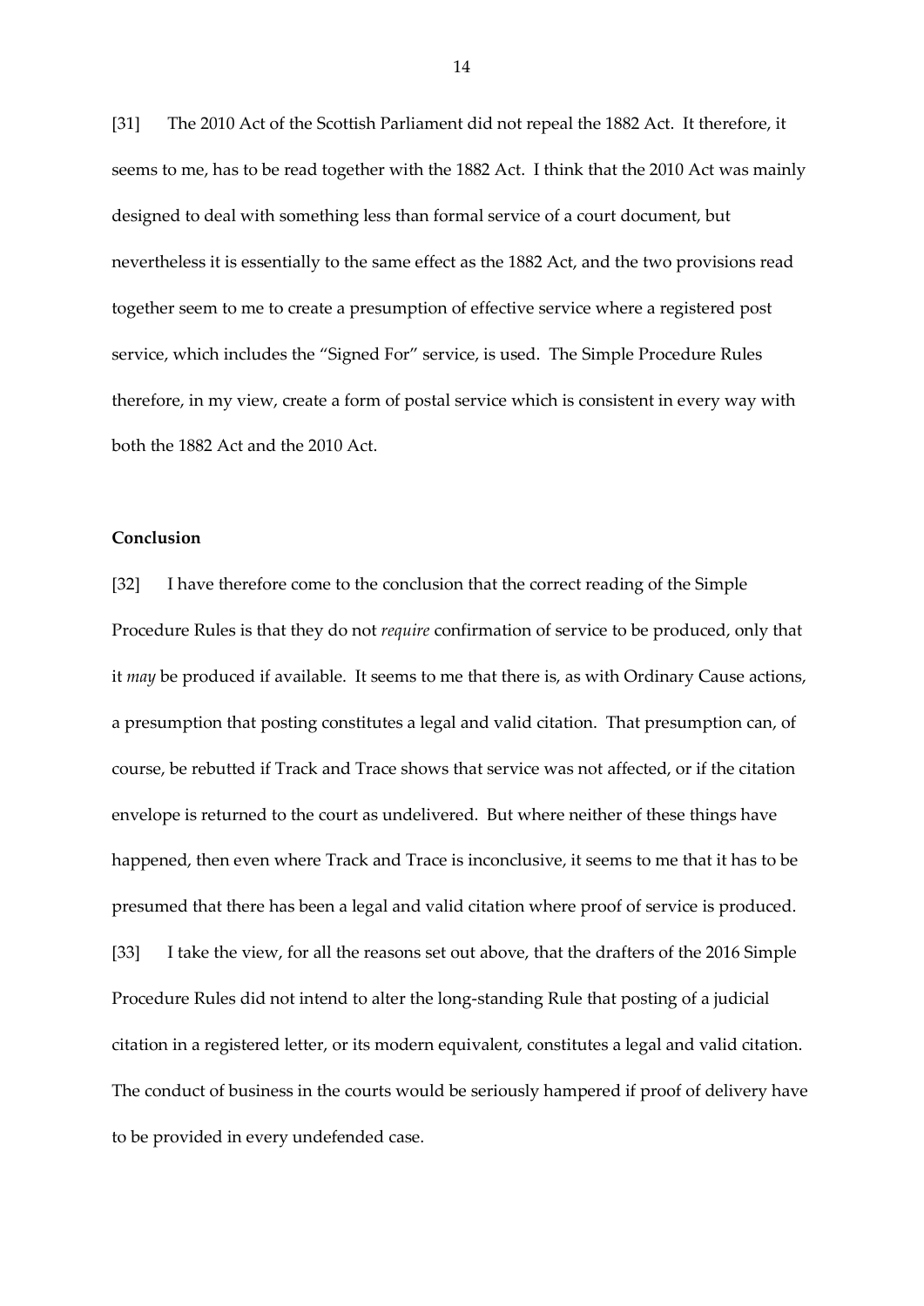[31] The 2010 Act of the Scottish Parliament did not repeal the 1882 Act. It therefore, it seems to me, has to be read together with the 1882 Act. I think that the 2010 Act was mainly designed to deal with something less than formal service of a court document, but nevertheless it is essentially to the same effect as the 1882 Act, and the two provisions read together seem to me to create a presumption of effective service where a registered post service, which includes the "Signed For" service, is used. The Simple Procedure Rules therefore, in my view, create a form of postal service which is consistent in every way with both the 1882 Act and the 2010 Act.

**Conclusion**

[32] I have therefore come to the conclusion that the correct reading of the Simple Procedure Rules is that they do not *require* confirmation of service to be produced, only that it *may* be produced if available. It seems to me that there is, as with Ordinary Cause actions, a presumption that posting constitutes a legal and valid citation. That presumption can, of course, be rebutted if Track and Trace shows that service was not affected, or if the citation envelope is returned to the court as undelivered. But where neither of these things have happened, then even where Track and Trace is inconclusive, it seems to me that it has to be presumed that there has been a legal and valid citation where proof of service is produced.

[33] I take the view, for all the reasons set out above, that the drafters of the 2016 Simple Procedure Rules did not intend to alter the long-standing Rule that posting of a judicial citation in a registered letter, or its modern equivalent, constitutes a legal and valid citation. The conduct of business in the courts would be seriously hampered if proof of delivery have to be provided in every undefended case.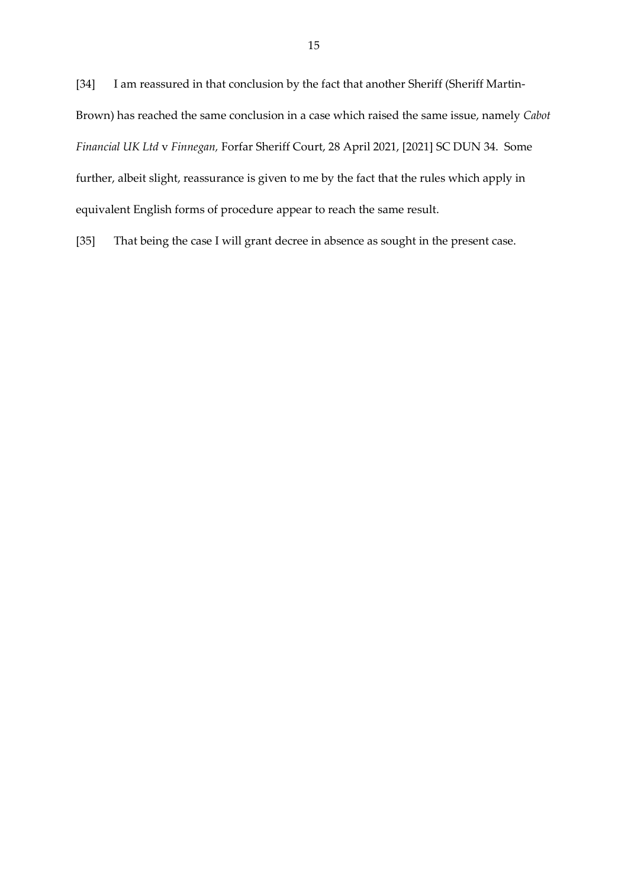[34] I am reassured in that conclusion by the fact that another Sheriff (Sheriff Martin-Brown) has reached the same conclusion in a case which raised the same issue, namely *Cabot Financial UK Ltd* v *Finnegan,* Forfar Sheriff Court, 28 April 2021, [2021] SC DUN 34. Some further, albeit slight, reassurance is given to me by the fact that the rules which apply in equivalent English forms of procedure appear to reach the same result.

[35] That being the case I will grant decree in absence as sought in the present case.